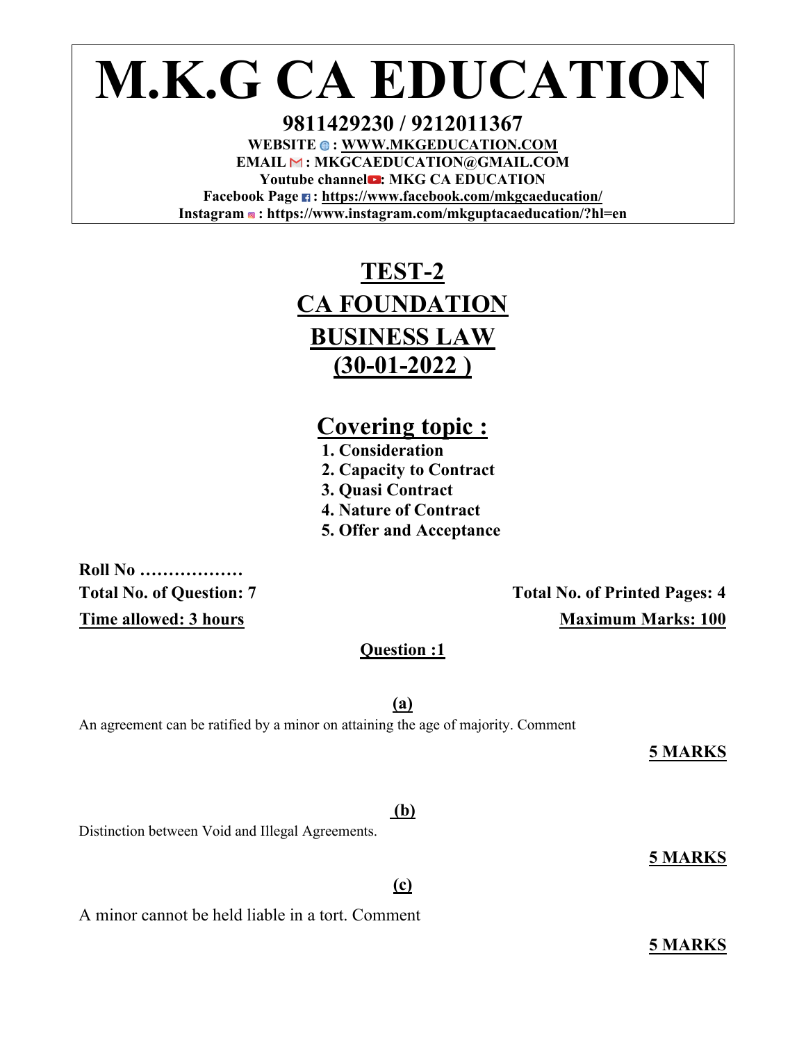# M.K.G CA EDUCATION

**9811429230 / 9212011367**

**WEBSITE : WWW.MKGEDUCATION.COM**

**EMAIL : MKGCAEDUCATION@GMAIL.COM**

**Youtube channel: MKG CA EDUCATION**

**Facebook Page : https://www.facebook.com/mkgcaeducation/**

**Instagram : https://www.instagram.com/mkguptacaeducation/?hl=en**

## TEST-2

## CA FOUNDATION

## BUSINESS LAW

## (30-01-2022 )

### Covering topic :

1. Consideration
2. Capacity to Contract
3. Quasi Contract
4. Nature of Contract
5. Offer and Acceptance

**Roll No ………………**

**Total No. of Question: 7** | **Total No. of Printed Pages: 4**

**Time allowed: 3 hours** | **Maximum Marks: 100**

### Question :1

**(a)**

An agreement can be ratified by a minor on attaining the age of majority. Comment

**5 MARKS**

**(b)**

Distinction between Void and Illegal Agreements.

**5 MARKS**

**(c)**

A minor cannot be held liable in a tort. Comment

**5 MARKS**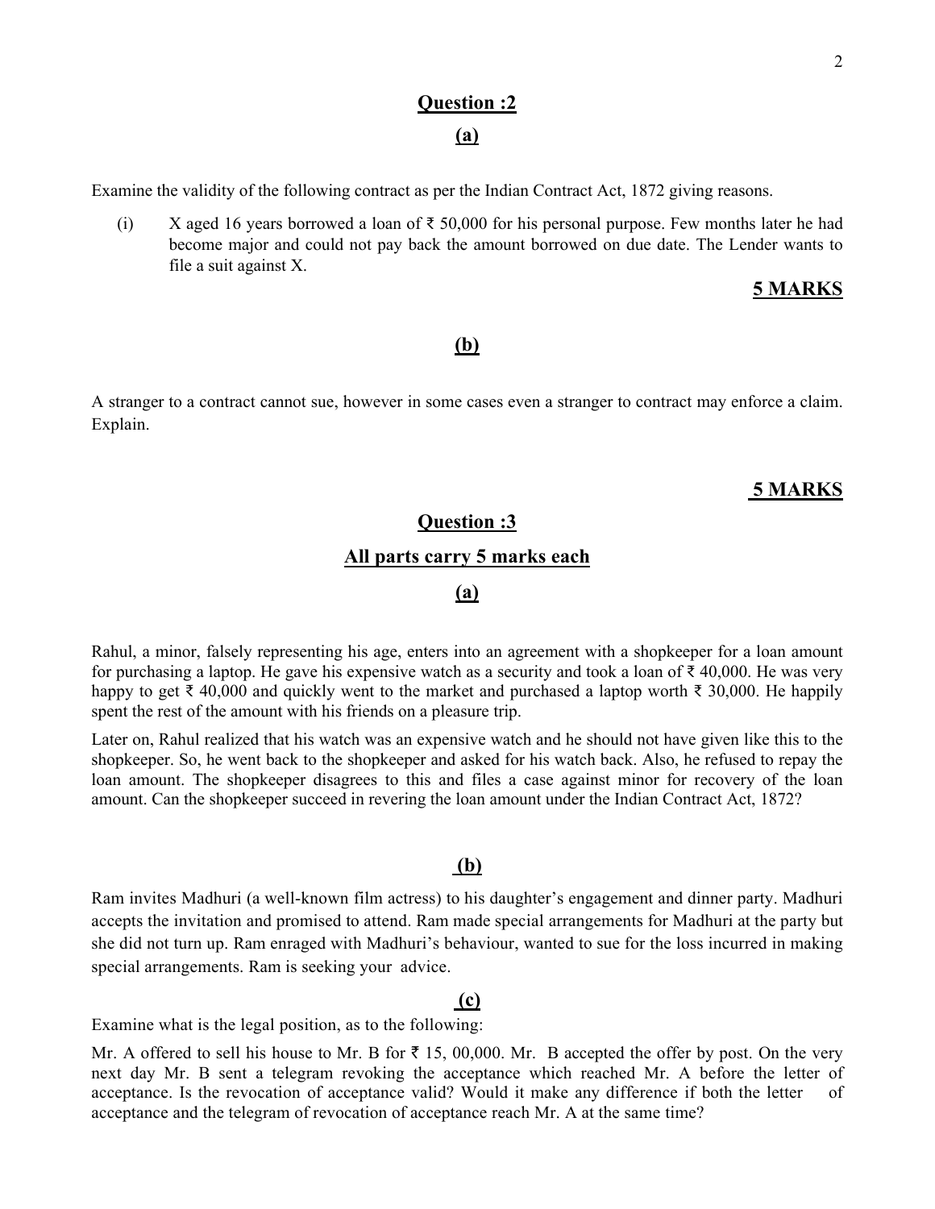## Question :2

### (a)

Examine the validity of the following contract as per the Indian Contract Act, 1872 giving reasons.

(i) X aged 16 years borrowed a loan of ₹ 50,000 for his personal purpose. Few months later he had become major and could not pay back the amount borrowed on due date. The Lender wants to file a suit against X.

**5 MARKS**

### (b)

A stranger to a contract cannot sue, however in some cases even a stranger to contract may enforce a claim. Explain.

**5 MARKS**

## Question :3

### All parts carry 5 marks each

### (a)

Rahul, a minor, falsely representing his age, enters into an agreement with a shopkeeper for a loan amount for purchasing a laptop. He gave his expensive watch as a security and took a loan of ₹ 40,000. He was very happy to get ₹ 40,000 and quickly went to the market and purchased a laptop worth ₹ 30,000. He happily spent the rest of the amount with his friends on a pleasure trip.

Later on, Rahul realized that his watch was an expensive watch and he should not have given like this to the shopkeeper. So, he went back to the shopkeeper and asked for his watch back. Also, he refused to repay the loan amount. The shopkeeper disagrees to this and files a case against minor for recovery of the loan amount. Can the shopkeeper succeed in revering the loan amount under the Indian Contract Act, 1872?

### (b)

Ram invites Madhuri (a well-known film actress) to his daughter's engagement and dinner party. Madhuri accepts the invitation and promised to attend. Ram made special arrangements for Madhuri at the party but she did not turn up. Ram enraged with Madhuri's behaviour, wanted to sue for the loss incurred in making special arrangements. Ram is seeking your advice.

### (c)

Examine what is the legal position, as to the following:

Mr. A offered to sell his house to Mr. B for ₹ 15, 00,000. Mr. B accepted the offer by post. On the very next day Mr. B sent a telegram revoking the acceptance which reached Mr. A before the letter of acceptance. Is the revocation of acceptance valid? Would it make any difference if both the letter of acceptance and the telegram of revocation of acceptance reach Mr. A at the same time?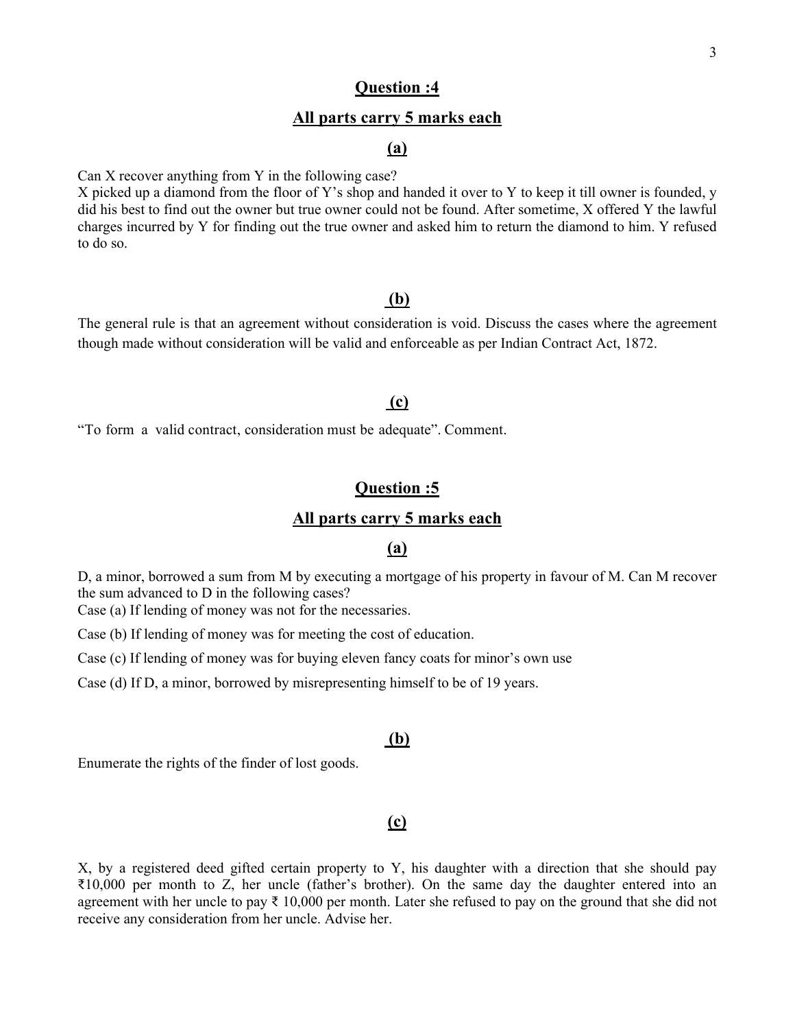## Question :4

### All parts carry 5 marks each

### (a)

Can X recover anything from Y in the following case?
X picked up a diamond from the floor of Y's shop and handed it over to Y to keep it till owner is founded, y did his best to find out the owner but true owner could not be found. After sometime, X offered Y the lawful charges incurred by Y for finding out the true owner and asked him to return the diamond to him. Y refused to do so.

### (b)

The general rule is that an agreement without consideration is void. Discuss the cases where the agreement though made without consideration will be valid and enforceable as per Indian Contract Act, 1872.

### (c)

"To form a valid contract, consideration must be adequate". Comment.

## Question :5

### All parts carry 5 marks each

### (a)

D, a minor, borrowed a sum from M by executing a mortgage of his property in favour of M. Can M recover the sum advanced to D in the following cases?

Case (a) If lending of money was not for the necessaries.

Case (b) If lending of money was for meeting the cost of education.

Case (c) If lending of money was for buying eleven fancy coats for minor's own use

Case (d) If D, a minor, borrowed by misrepresenting himself to be of 19 years.

### (b)

Enumerate the rights of the finder of lost goods.

### (c)

X, by a registered deed gifted certain property to Y, his daughter with a direction that she should pay ₹10,000 per month to Z, her uncle (father's brother). On the same day the daughter entered into an agreement with her uncle to pay ₹ 10,000 per month. Later she refused to pay on the ground that she did not receive any consideration from her uncle. Advise her.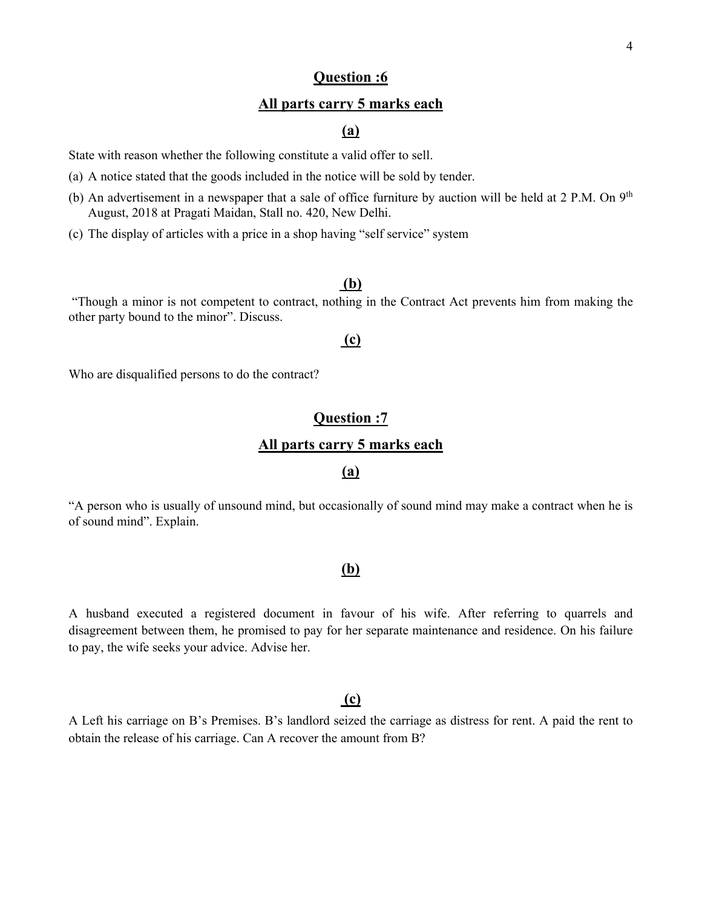## Question :6

### All parts carry 5 marks each

### (a)

State with reason whether the following constitute a valid offer to sell.

(a) A notice stated that the goods included in the notice will be sold by tender.

(b) An advertisement in a newspaper that a sale of office furniture by auction will be held at 2 P.M. On 9th August, 2018 at Pragati Maidan, Stall no. 420, New Delhi.

(c) The display of articles with a price in a shop having "self service" system

### (b)

"Though a minor is not competent to contract, nothing in the Contract Act prevents him from making the other party bound to the minor". Discuss.

### (c)

Who are disqualified persons to do the contract?

## Question :7

### All parts carry 5 marks each

### (a)

"A person who is usually of unsound mind, but occasionally of sound mind may make a contract when he is of sound mind". Explain.

### (b)

A husband executed a registered document in favour of his wife. After referring to quarrels and disagreement between them, he promised to pay for her separate maintenance and residence. On his failure to pay, the wife seeks your advice. Advise her.

### (c)

A Left his carriage on B's Premises. B's landlord seized the carriage as distress for rent. A paid the rent to obtain the release of his carriage. Can A recover the amount from B?